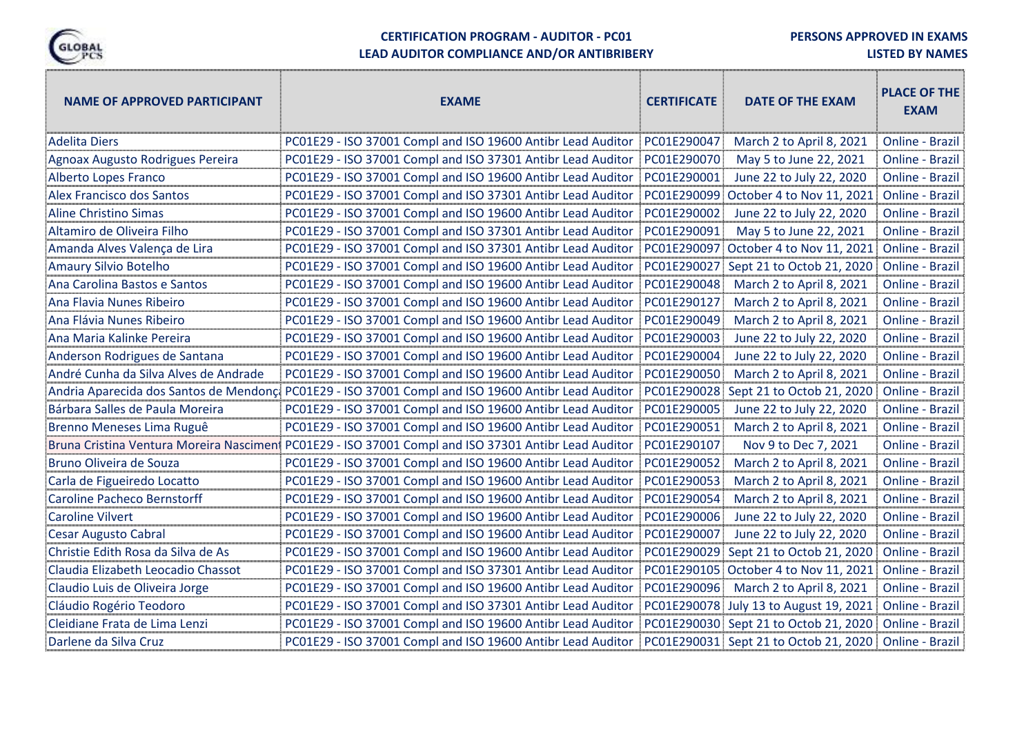**CERTIFICATION PROGRAM - AUDITOR - PC01**
**LEAD AUDITOR COMPLIANCE AND/OR ANTIBRIBERY**

**PERSONS APPROVED IN EXAMS**
**LISTED BY NAMES**

| NAME OF APPROVED PARTICIPANT | EXAME | CERTIFICATE | DATE OF THE EXAM | PLACE OF THE EXAM |
|---|---|---|---|---|
| Adelita Diers | PC01E29 - ISO 37001 Compl and ISO 19600 Antibr Lead Auditor | PC01E290047 | March 2 to April 8, 2021 | Online - Brazil |
| Agnoax Augusto Rodrigues Pereira | PC01E29 - ISO 37001 Compl and ISO 37301 Antibr Lead Auditor | PC01E290070 | May 5 to June 22, 2021 | Online - Brazil |
| Alberto Lopes Franco | PC01E29 - ISO 37001 Compl and ISO 19600 Antibr Lead Auditor | PC01E290001 | June 22 to July 22, 2020 | Online - Brazil |
| Alex Francisco dos Santos | PC01E29 - ISO 37001 Compl and ISO 37301 Antibr Lead Auditor | PC01E290099 | October 4 to Nov 11, 2021 | Online - Brazil |
| Aline Christino Simas | PC01E29 - ISO 37001 Compl and ISO 19600 Antibr Lead Auditor | PC01E290002 | June 22 to July 22, 2020 | Online - Brazil |
| Altamiro de Oliveira Filho | PC01E29 - ISO 37001 Compl and ISO 37301 Antibr Lead Auditor | PC01E290091 | May 5 to June 22, 2021 | Online - Brazil |
| Amanda Alves Valença de Lira | PC01E29 - ISO 37001 Compl and ISO 37301 Antibr Lead Auditor | PC01E290097 | October 4 to Nov 11, 2021 | Online - Brazil |
| Amaury Silvio Botelho | PC01E29 - ISO 37001 Compl and ISO 19600 Antibr Lead Auditor | PC01E290027 | Sept 21 to Octob 21, 2020 | Online - Brazil |
| Ana Carolina Bastos e Santos | PC01E29 - ISO 37001 Compl and ISO 19600 Antibr Lead Auditor | PC01E290048 | March 2 to April 8, 2021 | Online - Brazil |
| Ana Flavia Nunes Ribeiro | PC01E29 - ISO 37001 Compl and ISO 19600 Antibr Lead Auditor | PC01E290127 | March 2 to April 8, 2021 | Online - Brazil |
| Ana Flávia Nunes Ribeiro | PC01E29 - ISO 37001 Compl and ISO 19600 Antibr Lead Auditor | PC01E290049 | March 2 to April 8, 2021 | Online - Brazil |
| Ana Maria Kalinke Pereira | PC01E29 - ISO 37001 Compl and ISO 19600 Antibr Lead Auditor | PC01E290003 | June 22 to July 22, 2020 | Online - Brazil |
| Anderson Rodrigues de Santana | PC01E29 - ISO 37001 Compl and ISO 19600 Antibr Lead Auditor | PC01E290004 | June 22 to July 22, 2020 | Online - Brazil |
| André Cunha da Silva Alves de Andrade | PC01E29 - ISO 37001 Compl and ISO 19600 Antibr Lead Auditor | PC01E290050 | March 2 to April 8, 2021 | Online - Brazil |
| Andria Aparecida dos Santos de Mendonç | PC01E29 - ISO 37001 Compl and ISO 19600 Antibr Lead Auditor | PC01E290028 | Sept 21 to Octob 21, 2020 | Online - Brazil |
| Bárbara Salles de Paula Moreira | PC01E29 - ISO 37001 Compl and ISO 19600 Antibr Lead Auditor | PC01E290005 | June 22 to July 22, 2020 | Online - Brazil |
| Brenno Meneses Lima Ruguê | PC01E29 - ISO 37001 Compl and ISO 19600 Antibr Lead Auditor | PC01E290051 | March 2 to April 8, 2021 | Online - Brazil |
| Bruna Cristina Ventura Moreira Nasciment | PC01E29 - ISO 37001 Compl and ISO 37301 Antibr Lead Auditor | PC01E290107 | Nov 9 to Dec 7, 2021 | Online - Brazil |
| Bruno Oliveira de Souza | PC01E29 - ISO 37001 Compl and ISO 19600 Antibr Lead Auditor | PC01E290052 | March 2 to April 8, 2021 | Online - Brazil |
| Carla de Figueiredo Locatto | PC01E29 - ISO 37001 Compl and ISO 19600 Antibr Lead Auditor | PC01E290053 | March 2 to April 8, 2021 | Online - Brazil |
| Caroline Pacheco Bernstorff | PC01E29 - ISO 37001 Compl and ISO 19600 Antibr Lead Auditor | PC01E290054 | March 2 to April 8, 2021 | Online - Brazil |
| Caroline Vilvert | PC01E29 - ISO 37001 Compl and ISO 19600 Antibr Lead Auditor | PC01E290006 | June 22 to July 22, 2020 | Online - Brazil |
| Cesar Augusto Cabral | PC01E29 - ISO 37001 Compl and ISO 19600 Antibr Lead Auditor | PC01E290007 | June 22 to July 22, 2020 | Online - Brazil |
| Christie Edith Rosa da Silva de As | PC01E29 - ISO 37001 Compl and ISO 19600 Antibr Lead Auditor | PC01E290029 | Sept 21 to Octob 21, 2020 | Online - Brazil |
| Claudia Elizabeth Leocadio Chassot | PC01E29 - ISO 37001 Compl and ISO 37301 Antibr Lead Auditor | PC01E290105 | October 4 to Nov 11, 2021 | Online - Brazil |
| Claudio Luis de Oliveira Jorge | PC01E29 - ISO 37001 Compl and ISO 19600 Antibr Lead Auditor | PC01E290096 | March 2 to April 8, 2021 | Online - Brazil |
| Cláudio Rogério Teodoro | PC01E29 - ISO 37001 Compl and ISO 37301 Antibr Lead Auditor | PC01E290078 | July 13 to August 19, 2021 | Online - Brazil |
| Cleidiane Frata de Lima Lenzi | PC01E29 - ISO 37001 Compl and ISO 19600 Antibr Lead Auditor | PC01E290030 | Sept 21 to Octob 21, 2020 | Online - Brazil |
| Darlene da Silva Cruz | PC01E29 - ISO 37001 Compl and ISO 19600 Antibr Lead Auditor | PC01E290031 | Sept 21 to Octob 21, 2020 | Online - Brazil |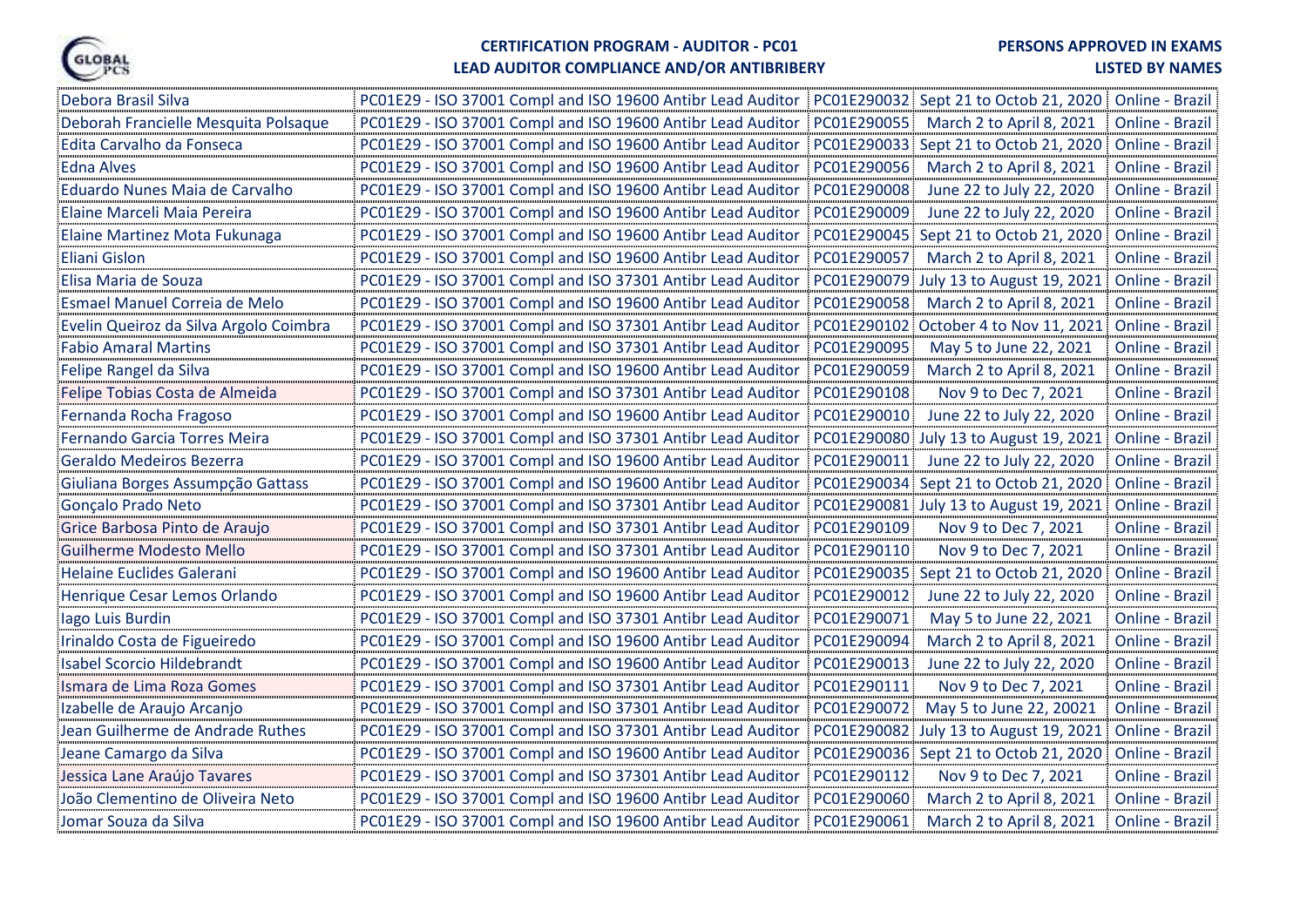**CERTIFICATION PROGRAM - AUDITOR - PC01**
**LEAD AUDITOR COMPLIANCE AND/OR ANTIBRIBERY**

**PERSONS APPROVED IN EXAMS**
**LISTED BY NAMES**

| Name | Program | Code | Period | Location |
|---|---|---|---|---|
| Debora Brasil Silva | PC01E29 - ISO 37001 Compl and ISO 19600 Antibr Lead Auditor | PC01E290032 | Sept 21 to Octob 21, 2020 | Online - Brazil |
| Deborah Francielle Mesquita Polsaque | PC01E29 - ISO 37001 Compl and ISO 19600 Antibr Lead Auditor | PC01E290055 | March 2 to April 8, 2021 | Online - Brazil |
| Edita Carvalho da Fonseca | PC01E29 - ISO 37001 Compl and ISO 19600 Antibr Lead Auditor | PC01E290033 | Sept 21 to Octob 21, 2020 | Online - Brazil |
| Edna Alves | PC01E29 - ISO 37001 Compl and ISO 19600 Antibr Lead Auditor | PC01E290056 | March 2 to April 8, 2021 | Online - Brazil |
| Eduardo Nunes Maia de Carvalho | PC01E29 - ISO 37001 Compl and ISO 19600 Antibr Lead Auditor | PC01E290008 | June 22 to July 22, 2020 | Online - Brazil |
| Elaine Marceli Maia Pereira | PC01E29 - ISO 37001 Compl and ISO 19600 Antibr Lead Auditor | PC01E290009 | June 22 to July 22, 2020 | Online - Brazil |
| Elaine Martinez Mota Fukunaga | PC01E29 - ISO 37001 Compl and ISO 19600 Antibr Lead Auditor | PC01E290045 | Sept 21 to Octob 21, 2020 | Online - Brazil |
| Eliani Gislon | PC01E29 - ISO 37001 Compl and ISO 19600 Antibr Lead Auditor | PC01E290057 | March 2 to April 8, 2021 | Online - Brazil |
| Elisa Maria de Souza | PC01E29 - ISO 37001 Compl and ISO 37301 Antibr Lead Auditor | PC01E290079 | July 13 to August 19, 2021 | Online - Brazil |
| Esmael Manuel Correia de Melo | PC01E29 - ISO 37001 Compl and ISO 19600 Antibr Lead Auditor | PC01E290058 | March 2 to April 8, 2021 | Online - Brazil |
| Evelin Queiroz da Silva Argolo Coimbra | PC01E29 - ISO 37001 Compl and ISO 37301 Antibr Lead Auditor | PC01E290102 | October 4 to Nov 11, 2021 | Online - Brazil |
| Fabio Amaral Martins | PC01E29 - ISO 37001 Compl and ISO 37301 Antibr Lead Auditor | PC01E290095 | May 5 to June 22, 2021 | Online - Brazil |
| Felipe Rangel da Silva | PC01E29 - ISO 37001 Compl and ISO 19600 Antibr Lead Auditor | PC01E290059 | March 2 to April 8, 2021 | Online - Brazil |
| Felipe Tobias Costa de Almeida | PC01E29 - ISO 37001 Compl and ISO 37301 Antibr Lead Auditor | PC01E290108 | Nov 9 to Dec 7, 2021 | Online - Brazil |
| Fernanda Rocha Fragoso | PC01E29 - ISO 37001 Compl and ISO 19600 Antibr Lead Auditor | PC01E290010 | June 22 to July 22, 2020 | Online - Brazil |
| Fernando Garcia Torres Meira | PC01E29 - ISO 37001 Compl and ISO 37301 Antibr Lead Auditor | PC01E290080 | July 13 to August 19, 2021 | Online - Brazil |
| Geraldo Medeiros Bezerra | PC01E29 - ISO 37001 Compl and ISO 19600 Antibr Lead Auditor | PC01E290011 | June 22 to July 22, 2020 | Online - Brazil |
| Giuliana Borges Assumpção Gattass | PC01E29 - ISO 37001 Compl and ISO 19600 Antibr Lead Auditor | PC01E290034 | Sept 21 to Octob 21, 2020 | Online - Brazil |
| Gonçalo Prado Neto | PC01E29 - ISO 37001 Compl and ISO 37301 Antibr Lead Auditor | PC01E290081 | July 13 to August 19, 2021 | Online - Brazil |
| Grice Barbosa Pinto de Araujo | PC01E29 - ISO 37001 Compl and ISO 37301 Antibr Lead Auditor | PC01E290109 | Nov 9 to Dec 7, 2021 | Online - Brazil |
| Guilherme Modesto Mello | PC01E29 - ISO 37001 Compl and ISO 37301 Antibr Lead Auditor | PC01E290110 | Nov 9 to Dec 7, 2021 | Online - Brazil |
| Helaine Euclides Galerani | PC01E29 - ISO 37001 Compl and ISO 19600 Antibr Lead Auditor | PC01E290035 | Sept 21 to Octob 21, 2020 | Online - Brazil |
| Henrique Cesar Lemos Orlando | PC01E29 - ISO 37001 Compl and ISO 19600 Antibr Lead Auditor | PC01E290012 | June 22 to July 22, 2020 | Online - Brazil |
| Iago Luis Burdin | PC01E29 - ISO 37001 Compl and ISO 37301 Antibr Lead Auditor | PC01E290071 | May 5 to June 22, 2021 | Online - Brazil |
| Irinaldo Costa de Figueiredo | PC01E29 - ISO 37001 Compl and ISO 19600 Antibr Lead Auditor | PC01E290094 | March 2 to April 8, 2021 | Online - Brazil |
| Isabel Scorcio Hildebrandt | PC01E29 - ISO 37001 Compl and ISO 19600 Antibr Lead Auditor | PC01E290013 | June 22 to July 22, 2020 | Online - Brazil |
| Ismara de Lima Roza Gomes | PC01E29 - ISO 37001 Compl and ISO 37301 Antibr Lead Auditor | PC01E290111 | Nov 9 to Dec 7, 2021 | Online - Brazil |
| Izabelle de Araujo Arcanjo | PC01E29 - ISO 37001 Compl and ISO 37301 Antibr Lead Auditor | PC01E290072 | May 5 to June 22, 20021 | Online - Brazil |
| Jean Guilherme de Andrade Ruthes | PC01E29 - ISO 37001 Compl and ISO 37301 Antibr Lead Auditor | PC01E290082 | July 13 to August 19, 2021 | Online - Brazil |
| Jeane Camargo da Silva | PC01E29 - ISO 37001 Compl and ISO 19600 Antibr Lead Auditor | PC01E290036 | Sept 21 to Octob 21, 2020 | Online - Brazil |
| Jessica Lane Araújo Tavares | PC01E29 - ISO 37001 Compl and ISO 37301 Antibr Lead Auditor | PC01E290112 | Nov 9 to Dec 7, 2021 | Online - Brazil |
| João Clementino de Oliveira Neto | PC01E29 - ISO 37001 Compl and ISO 19600 Antibr Lead Auditor | PC01E290060 | March 2 to April 8, 2021 | Online - Brazil |
| Jomar Souza da Silva | PC01E29 - ISO 37001 Compl and ISO 19600 Antibr Lead Auditor | PC01E290061 | March 2 to April 8, 2021 | Online - Brazil |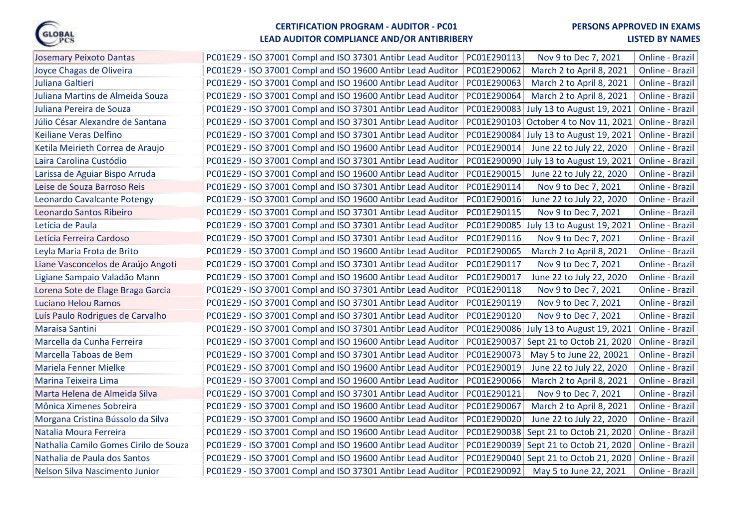**CERTIFICATION PROGRAM - AUDITOR - PC01**
**LEAD AUDITOR COMPLIANCE AND/OR ANTIBRIBERY**

**PERSONS APPROVED IN EXAMS**
**LISTED BY NAMES**

| | | | | |
|---|---|---|---|---|
| Josemary Peixoto Dantas | PC01E29 - ISO 37001 Compl and ISO 37301 Antibr Lead Auditor | PC01E290113 | Nov 9 to Dec 7, 2021 | Online - Brazil |
| Joyce Chagas de Oliveira | PC01E29 - ISO 37001 Compl and ISO 19600 Antibr Lead Auditor | PC01E290062 | March 2 to April 8, 2021 | Online - Brazil |
| Juliana Galtieri | PC01E29 - ISO 37001 Compl and ISO 19600 Antibr Lead Auditor | PC01E290063 | March 2 to April 8, 2021 | Online - Brazil |
| Juliana Martins de Almeida Souza | PC01E29 - ISO 37001 Compl and ISO 19600 Antibr Lead Auditor | PC01E290064 | March 2 to April 8, 2021 | Online - Brazil |
| Juliana Pereira de Souza | PC01E29 - ISO 37001 Compl and ISO 37301 Antibr Lead Auditor | PC01E290083 | July 13 to August 19, 2021 | Online - Brazil |
| Júlio César Alexandre de Santana | PC01E29 - ISO 37001 Compl and ISO 37301 Antibr Lead Auditor | PC01E290103 | October 4 to Nov 11, 2021 | Online - Brazil |
| Keiliane Veras Delfino | PC01E29 - ISO 37001 Compl and ISO 37301 Antibr Lead Auditor | PC01E290084 | July 13 to August 19, 2021 | Online - Brazil |
| Ketila Meirieth Correa de Araujo | PC01E29 - ISO 37001 Compl and ISO 19600 Antibr Lead Auditor | PC01E290014 | June 22 to July 22, 2020 | Online - Brazil |
| Laira Carolina Custódio | PC01E29 - ISO 37001 Compl and ISO 37301 Antibr Lead Auditor | PC01E290090 | July 13 to August 19, 2021 | Online - Brazil |
| Larissa de Aguiar Bispo Arruda | PC01E29 - ISO 37001 Compl and ISO 19600 Antibr Lead Auditor | PC01E290015 | June 22 to July 22, 2020 | Online - Brazil |
| Leise de Souza Barroso Reis | PC01E29 - ISO 37001 Compl and ISO 37301 Antibr Lead Auditor | PC01E290114 | Nov 9 to Dec 7, 2021 | Online - Brazil |
| Leonardo Cavalcante Potengy | PC01E29 - ISO 37001 Compl and ISO 19600 Antibr Lead Auditor | PC01E290016 | June 22 to July 22, 2020 | Online - Brazil |
| Leonardo Santos Ribeiro | PC01E29 - ISO 37001 Compl and ISO 37301 Antibr Lead Auditor | PC01E290115 | Nov 9 to Dec 7, 2021 | Online - Brazil |
| Letícia de Paula | PC01E29 - ISO 37001 Compl and ISO 37301 Antibr Lead Auditor | PC01E290085 | July 13 to August 19, 2021 | Online - Brazil |
| Letícia Ferreira Cardoso | PC01E29 - ISO 37001 Compl and ISO 37301 Antibr Lead Auditor | PC01E290116 | Nov 9 to Dec 7, 2021 | Online - Brazil |
| Leyla Maria Frota de Brito | PC01E29 - ISO 37001 Compl and ISO 19600 Antibr Lead Auditor | PC01E290065 | March 2 to April 8, 2021 | Online - Brazil |
| Liane Vasconcelos de Araújo Angoti | PC01E29 - ISO 37001 Compl and ISO 37301 Antibr Lead Auditor | PC01E290117 | Nov 9 to Dec 7, 2021 | Online - Brazil |
| Ligiane Sampaio Valadão Mann | PC01E29 - ISO 37001 Compl and ISO 19600 Antibr Lead Auditor | PC01E290017 | June 22 to July 22, 2020 | Online - Brazil |
| Lorena Sote de Elage Braga Garcia | PC01E29 - ISO 37001 Compl and ISO 37301 Antibr Lead Auditor | PC01E290118 | Nov 9 to Dec 7, 2021 | Online - Brazil |
| Luciano Helou Ramos | PC01E29 - ISO 37001 Compl and ISO 37301 Antibr Lead Auditor | PC01E290119 | Nov 9 to Dec 7, 2021 | Online - Brazil |
| Luís Paulo Rodrigues de Carvalho | PC01E29 - ISO 37001 Compl and ISO 37301 Antibr Lead Auditor | PC01E290120 | Nov 9 to Dec 7, 2021 | Online - Brazil |
| Maraisa Santini | PC01E29 - ISO 37001 Compl and ISO 37301 Antibr Lead Auditor | PC01E290086 | July 13 to August 19, 2021 | Online - Brazil |
| Marcella da Cunha Ferreira | PC01E29 - ISO 37001 Compl and ISO 19600 Antibr Lead Auditor | PC01E290037 | Sept 21 to Octob 21, 2020 | Online - Brazil |
| Marcella Taboas de Bem | PC01E29 - ISO 37001 Compl and ISO 37301 Antibr Lead Auditor | PC01E290073 | May 5 to June 22, 20021 | Online - Brazil |
| Mariela Fenner Mielke | PC01E29 - ISO 37001 Compl and ISO 19600 Antibr Lead Auditor | PC01E290019 | June 22 to July 22, 2020 | Online - Brazil |
| Marina Teixeira Lima | PC01E29 - ISO 37001 Compl and ISO 19600 Antibr Lead Auditor | PC01E290066 | March 2 to April 8, 2021 | Online - Brazil |
| Marta Helena de Almeida Silva | PC01E29 - ISO 37001 Compl and ISO 37301 Antibr Lead Auditor | PC01E290121 | Nov 9 to Dec 7, 2021 | Online - Brazil |
| Mônica Ximenes Sobreira | PC01E29 - ISO 37001 Compl and ISO 19600 Antibr Lead Auditor | PC01E290067 | March 2 to April 8, 2021 | Online - Brazil |
| Morgana Cristina Bússolo da Silva | PC01E29 - ISO 37001 Compl and ISO 19600 Antibr Lead Auditor | PC01E290020 | June 22 to July 22, 2020 | Online - Brazil |
| Natalia Moura Ferreira | PC01E29 - ISO 37001 Compl and ISO 19600 Antibr Lead Auditor | PC01E290038 | Sept 21 to Octob 21, 2020 | Online - Brazil |
| Nathalia Camilo Gomes Cirilo de Souza | PC01E29 - ISO 37001 Compl and ISO 19600 Antibr Lead Auditor | PC01E290039 | Sept 21 to Octob 21, 2020 | Online - Brazil |
| Nathalia de Paula dos Santos | PC01E29 - ISO 37001 Compl and ISO 19600 Antibr Lead Auditor | PC01E290040 | Sept 21 to Octob 21, 2020 | Online - Brazil |
| Nelson Silva Nascimento Junior | PC01E29 - ISO 37001 Compl and ISO 37301 Antibr Lead Auditor | PC01E290092 | May 5 to June 22, 2021 | Online - Brazil |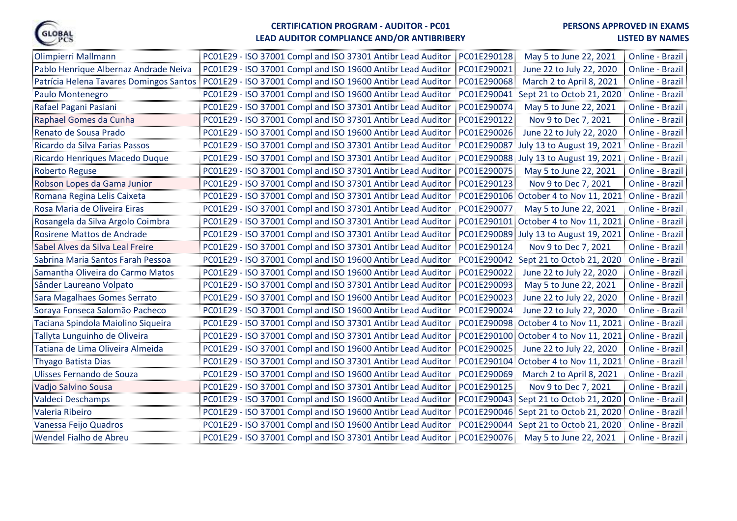**CERTIFICATION PROGRAM - AUDITOR - PC01**
**LEAD AUDITOR COMPLIANCE AND/OR ANTIBRIBERY**

**PERSONS APPROVED IN EXAMS**
**LISTED BY NAMES**

| | | | | |
|---|---|---|---|---|
| Olimpierri Mallmann | PC01E29 - ISO 37001 Compl and ISO 37301 Antibr Lead Auditor | PC01E290128 | May 5 to June 22, 2021 | Online - Brazil |
| Pablo Henrique Albernaz Andrade Neiva | PC01E29 - ISO 37001 Compl and ISO 19600 Antibr Lead Auditor | PC01E290021 | June 22 to July 22, 2020 | Online - Brazil |
| Patrícia Helena Tavares Domingos Santos | PC01E29 - ISO 37001 Compl and ISO 19600 Antibr Lead Auditor | PC01E290068 | March 2 to April 8, 2021 | Online - Brazil |
| Paulo Montenegro | PC01E29 - ISO 37001 Compl and ISO 19600 Antibr Lead Auditor | PC01E290041 | Sept 21 to Octob 21, 2020 | Online - Brazil |
| Rafael Pagani Pasiani | PC01E29 - ISO 37001 Compl and ISO 37301 Antibr Lead Auditor | PC01E290074 | May 5 to June 22, 2021 | Online - Brazil |
| Raphael Gomes da Cunha | PC01E29 - ISO 37001 Compl and ISO 37301 Antibr Lead Auditor | PC01E290122 | Nov 9 to Dec 7, 2021 | Online - Brazil |
| Renato de Sousa Prado | PC01E29 - ISO 37001 Compl and ISO 19600 Antibr Lead Auditor | PC01E290026 | June 22 to July 22, 2020 | Online - Brazil |
| Ricardo da Silva Farias Passos | PC01E29 - ISO 37001 Compl and ISO 37301 Antibr Lead Auditor | PC01E290087 | July 13 to August 19, 2021 | Online - Brazil |
| Ricardo Henriques Macedo Duque | PC01E29 - ISO 37001 Compl and ISO 37301 Antibr Lead Auditor | PC01E290088 | July 13 to August 19, 2021 | Online - Brazil |
| Roberto Reguse | PC01E29 - ISO 37001 Compl and ISO 37301 Antibr Lead Auditor | PC01E290075 | May 5 to June 22, 2021 | Online - Brazil |
| Robson Lopes da Gama Junior | PC01E29 - ISO 37001 Compl and ISO 37301 Antibr Lead Auditor | PC01E290123 | Nov 9 to Dec 7, 2021 | Online - Brazil |
| Romana Regina Lelis Caixeta | PC01E29 - ISO 37001 Compl and ISO 37301 Antibr Lead Auditor | PC01E290106 | October 4 to Nov 11, 2021 | Online - Brazil |
| Rosa Maria de Oliveira Eiras | PC01E29 - ISO 37001 Compl and ISO 37301 Antibr Lead Auditor | PC01E290077 | May 5 to June 22, 2021 | Online - Brazil |
| Rosangela da Silva Argolo Coimbra | PC01E29 - ISO 37001 Compl and ISO 37301 Antibr Lead Auditor | PC01E290101 | October 4 to Nov 11, 2021 | Online - Brazil |
| Rosirene Mattos de Andrade | PC01E29 - ISO 37001 Compl and ISO 37301 Antibr Lead Auditor | PC01E290089 | July 13 to August 19, 2021 | Online - Brazil |
| Sabel Alves da Silva Leal Freire | PC01E29 - ISO 37001 Compl and ISO 37301 Antibr Lead Auditor | PC01E290124 | Nov 9 to Dec 7, 2021 | Online - Brazil |
| Sabrina Maria Santos Farah Pessoa | PC01E29 - ISO 37001 Compl and ISO 19600 Antibr Lead Auditor | PC01E290042 | Sept 21 to Octob 21, 2020 | Online - Brazil |
| Samantha Oliveira do Carmo Matos | PC01E29 - ISO 37001 Compl and ISO 19600 Antibr Lead Auditor | PC01E290022 | June 22 to July 22, 2020 | Online - Brazil |
| Sânder Laureano Volpato | PC01E29 - ISO 37001 Compl and ISO 37301 Antibr Lead Auditor | PC01E290093 | May 5 to June 22, 2021 | Online - Brazil |
| Sara Magalhaes Gomes Serrato | PC01E29 - ISO 37001 Compl and ISO 19600 Antibr Lead Auditor | PC01E290023 | June 22 to July 22, 2020 | Online - Brazil |
| Soraya Fonseca Salomão Pacheco | PC01E29 - ISO 37001 Compl and ISO 19600 Antibr Lead Auditor | PC01E290024 | June 22 to July 22, 2020 | Online - Brazil |
| Taciana Spindola Maiolino Siqueira | PC01E29 - ISO 37001 Compl and ISO 37301 Antibr Lead Auditor | PC01E290098 | October 4 to Nov 11, 2021 | Online - Brazil |
| Tallyta Lunguinho de Oliveira | PC01E29 - ISO 37001 Compl and ISO 37301 Antibr Lead Auditor | PC01E290100 | October 4 to Nov 11, 2021 | Online - Brazil |
| Tatiana de Lima Oliveira Almeida | PC01E29 - ISO 37001 Compl and ISO 19600 Antibr Lead Auditor | PC01E290025 | June 22 to July 22, 2020 | Online - Brazil |
| Thyago Batista Dias | PC01E29 - ISO 37001 Compl and ISO 37301 Antibr Lead Auditor | PC01E290104 | October 4 to Nov 11, 2021 | Online - Brazil |
| Ulisses Fernando de Souza | PC01E29 - ISO 37001 Compl and ISO 19600 Antibr Lead Auditor | PC01E290069 | March 2 to April 8, 2021 | Online - Brazil |
| Vadjo Salvino Sousa | PC01E29 - ISO 37001 Compl and ISO 37301 Antibr Lead Auditor | PC01E290125 | Nov 9 to Dec 7, 2021 | Online - Brazil |
| Valdeci Deschamps | PC01E29 - ISO 37001 Compl and ISO 19600 Antibr Lead Auditor | PC01E290043 | Sept 21 to Octob 21, 2020 | Online - Brazil |
| Valeria Ribeiro | PC01E29 - ISO 37001 Compl and ISO 19600 Antibr Lead Auditor | PC01E290046 | Sept 21 to Octob 21, 2020 | Online - Brazil |
| Vanessa Feijo Quadros | PC01E29 - ISO 37001 Compl and ISO 19600 Antibr Lead Auditor | PC01E290044 | Sept 21 to Octob 21, 2020 | Online - Brazil |
| Wendel Fialho de Abreu | PC01E29 - ISO 37001 Compl and ISO 37301 Antibr Lead Auditor | PC01E290076 | May 5 to June 22, 2021 | Online - Brazil |